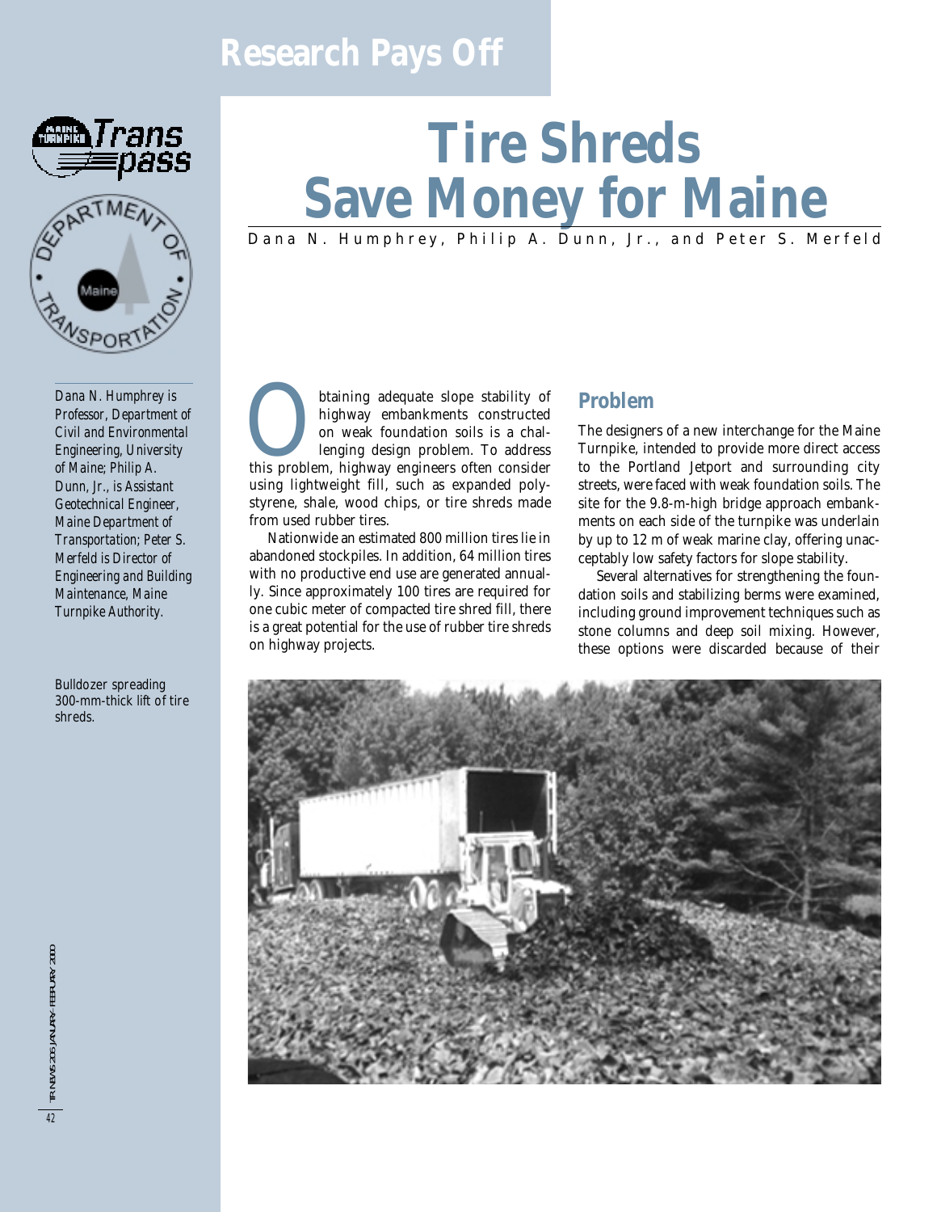# Research Pays Off

# Tire Shreds Save Money for Maine

Dana N. Humphrey, Philip A. Dunn, Jr., and Peter S. Merfeld

*Dana N. Humphrey is Professor, Department of Civil and Environmental Engineering, University of Maine; Philip A. Dunn, Jr., is Assistant Geotechnical Engineer, Maine Department of Transportation; Peter S. Merfeld is Director of Engineering and Building Maintenance, Maine Turnpike Authority.*

Obtaining adequate slope stability of highway embankments constructed on weak foundation soils is a challenging design problem. To address this problem, highway engineers often consider using lightweight fill, such as expanded polystyrene, shale, wood chips, or tire shreds made from used rubber tires.

Nationwide an estimated 800 million tires lie in abandoned stockpiles. In addition, 64 million tires with no productive end use are generated annually. Since approximately 100 tires are required for one cubic meter of compacted tire shred fill, there is a great potential for the use of rubber tire shreds on highway projects.

## Problem

The designers of a new interchange for the Maine Turnpike, intended to provide more direct access to the Portland Jetport and surrounding city streets, were faced with weak foundation soils. The site for the 9.8-m-high bridge approach embankments on each side of the turnpike was underlain by up to 12 m of weak marine clay, offering unacceptably low safety factors for slope stability.

Several alternatives for strengthening the foundation soils and stabilizing berms were examined, including ground improvement techniques such as stone columns and deep soil mixing. However, these options were discarded because of their

Bulldozer spreading 300-mm-thick lift of tire shreds.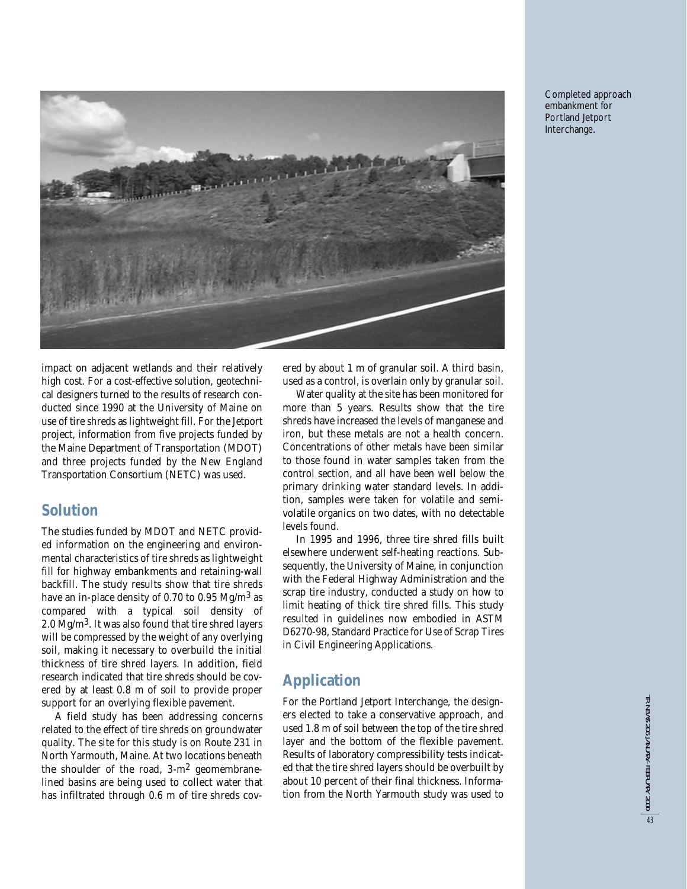Completed approach embankment for Portland Jetport Interchange.

impact on adjacent wetlands and their relatively high cost. For a cost-effective solution, geotechnical designers turned to the results of research conducted since 1990 at the University of Maine on use of tire shreds as lightweight fill. For the Jetport project, information from five projects funded by the Maine Department of Transportation (MDOT) and three projects funded by the New England Transportation Consortium (NETC) was used.

## Solution

The studies funded by MDOT and NETC provided information on the engineering and environmental characteristics of tire shreds as lightweight fill for highway embankments and retaining-wall backfill. The study results show that tire shreds have an in-place density of 0.70 to 0.95 $Mg/m^3$ as compared with a typical soil density of 2.0 $Mg/m^3$. It was also found that tire shred layers will be compressed by the weight of any overlying soil, making it necessary to overbuild the initial thickness of tire shred layers. In addition, field research indicated that tire shreds should be covered by at least 0.8 m of soil to provide proper support for an overlying flexible pavement.

A field study has been addressing concerns related to the effect of tire shreds on groundwater quality. The site for this study is on Route 231 in North Yarmouth, Maine. At two locations beneath the shoulder of the road, 3-$m^2$ geomembrane-lined basins are being used to collect water that has infiltrated through 0.6 m of tire shreds covered by about 1 m of granular soil. A third basin, used as a control, is overlain only by granular soil.

Water quality at the site has been monitored for more than 5 years. Results show that the tire shreds have increased the levels of manganese and iron, but these metals are not a health concern. Concentrations of other metals have been similar to those found in water samples taken from the control section, and all have been well below the primary drinking water standard levels. In addition, samples were taken for volatile and semivolatile organics on two dates, with no detectable levels found.

In 1995 and 1996, three tire shred fills built elsewhere underwent self-heating reactions. Subsequently, the University of Maine, in conjunction with the Federal Highway Administration and the scrap tire industry, conducted a study on how to limit heating of thick tire shred fills. This study resulted in guidelines now embodied in ASTM D6270-98, Standard Practice for Use of Scrap Tires in Civil Engineering Applications.

## Application

For the Portland Jetport Interchange, the designers elected to take a conservative approach, and used 1.8 m of soil between the top of the tire shred layer and the bottom of the flexible pavement. Results of laboratory compressibility tests indicated that the tire shred layers should be overbuilt by about 10 percent of their final thickness. Information from the North Yarmouth study was used to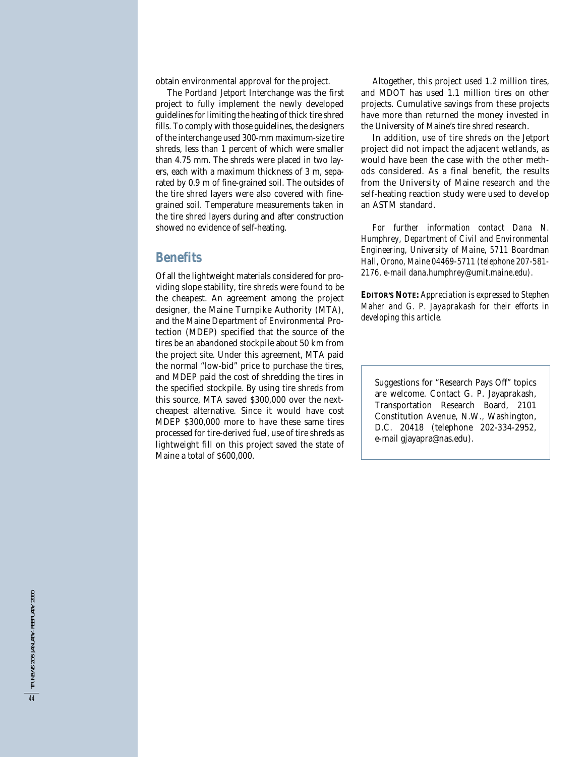obtain environmental approval for the project.

The Portland Jetport Interchange was the first project to fully implement the newly developed guidelines for limiting the heating of thick tire shred fills. To comply with those guidelines, the designers of the interchange used 300-mm maximum-size tire shreds, less than 1 percent of which were smaller than 4.75 mm. The shreds were placed in two layers, each with a maximum thickness of 3 m, separated by 0.9 m of fine-grained soil. The outsides of the tire shred layers were also covered with fine-grained soil. Temperature measurements taken in the tire shred layers during and after construction showed no evidence of self-heating.

## Benefits

Of all the lightweight materials considered for providing slope stability, tire shreds were found to be the cheapest. An agreement among the project designer, the Maine Turnpike Authority (MTA), and the Maine Department of Environmental Protection (MDEP) specified that the source of the tires be an abandoned stockpile about 50 km from the project site. Under this agreement, MTA paid the normal "low-bid" price to purchase the tires, and MDEP paid the cost of shredding the tires in the specified stockpile. By using tire shreds from this source, MTA saved $300,000 over the next-cheapest alternative. Since it would have cost MDEP $300,000 more to have these same tires processed for tire-derived fuel, use of tire shreds as lightweight fill on this project saved the state of Maine a total of $600,000.

Altogether, this project used 1.2 million tires, and MDOT has used 1.1 million tires on other projects. Cumulative savings from these projects have more than returned the money invested in the University of Maine's tire shred research.

In addition, use of tire shreds on the Jetport project did not impact the adjacent wetlands, as would have been the case with the other methods considered. As a final benefit, the results from the University of Maine research and the self-heating reaction study were used to develop an ASTM standard.

*For further information contact Dana N. Humphrey, Department of Civil and Environmental Engineering, University of Maine, 5711 Boardman Hall, Orono, Maine 04469-5711 (telephone 207-581-2176, e-mail dana.humphrey@umit.maine.edu).*

**EDITOR'S NOTE:** *Appreciation is expressed to Stephen Maher and G. P. Jayaprakash for their efforts in developing this article.*

Suggestions for "Research Pays Off" topics are welcome. Contact G. P. Jayaprakash, Transportation Research Board, 2101 Constitution Avenue, N.W., Washington, D.C. 20418 (telephone 202-334-2952, e-mail gjayapra@nas.edu).